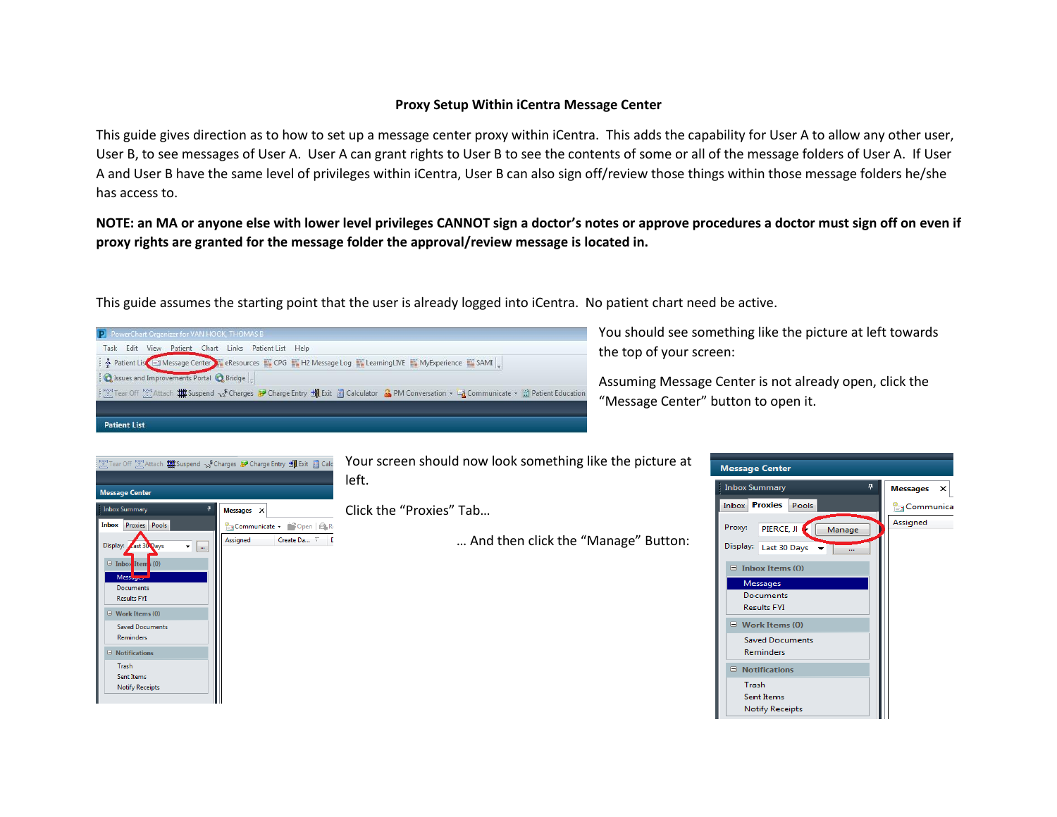**Proxy Setup Within iCentra Message Center**

This guide gives direction as to how to set up a message center proxy within iCentra. This adds the capability for User A to allow any other user, User B, to see messages of User A. User A can grant rights to User B to see the contents of some or all of the message folders of User A. If User A and User B have the same level of privileges within iCentra, User B can also sign off/review those things within those message folders he/she has access to.

**NOTE: an MA or anyone else with lower level privileges CANNOT sign a doctor's notes or approve procedures a doctor must sign off on even if proxy rights are granted for the message folder the approval/review message is located in.**

This guide assumes the starting point that the user is already logged into iCentra. No patient chart need be active.

You should see something like the picture at left towards the top of your screen:

Assuming Message Center is not already open, click the "Message Center" button to open it.

Your screen should now look something like the picture at left.

Click the "Proxies" Tab…

… And then click the "Manage" Button: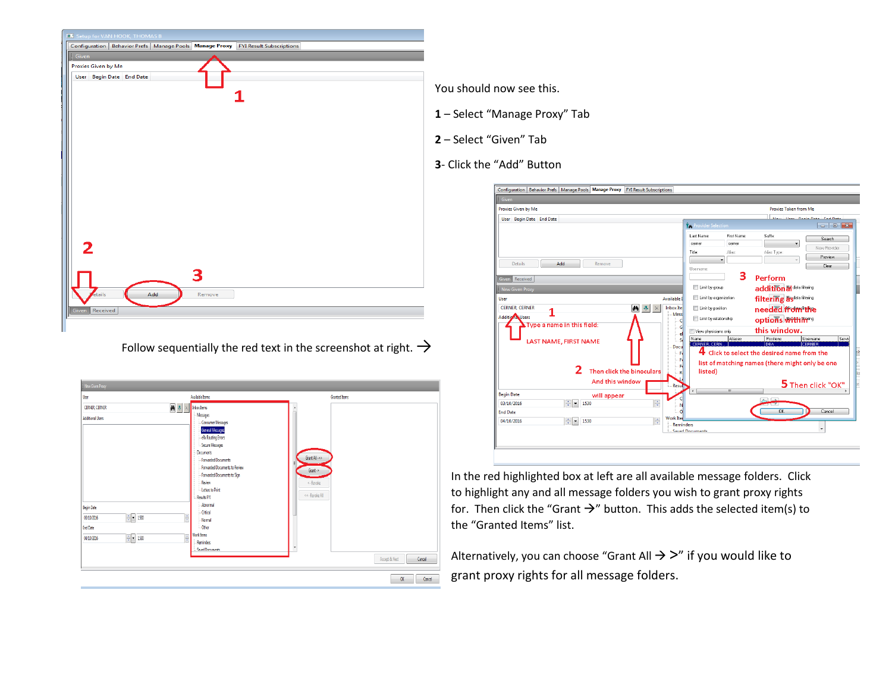You should now see this.

**1** – Select “Manage Proxy” Tab

**2** – Select “Given” Tab

**3**- Click the “Add” Button

Follow sequentially the red text in the screenshot at right. →

In the red highlighted box at left are all available message folders. Click to highlight any and all message folders you wish to grant proxy rights for. Then click the “Grant →” button. This adds the selected item(s) to the “Granted Items” list.

Alternatively, you can choose “Grant All → >” if you would like to grant proxy rights for all message folders.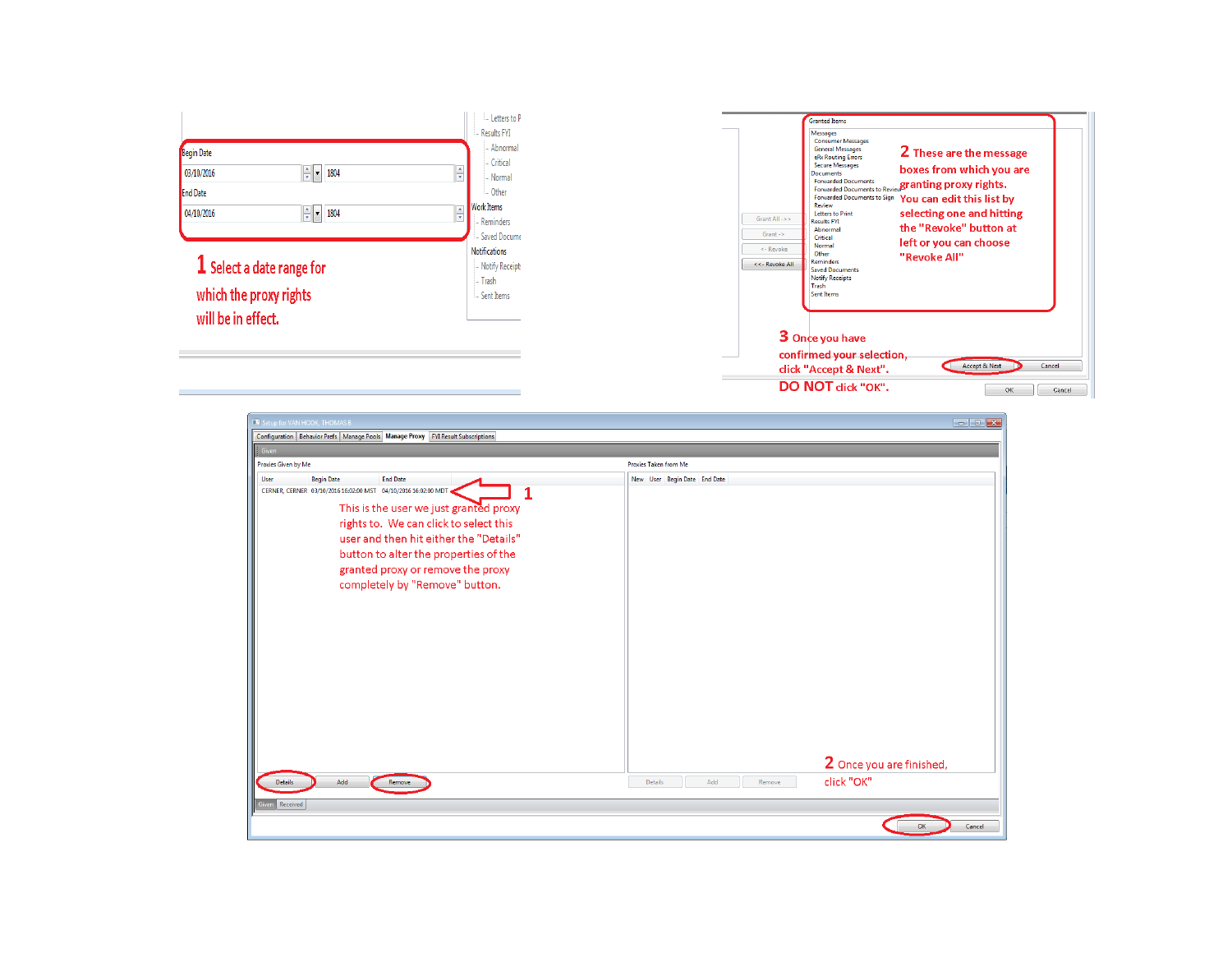Begin Date

03/10/2016 | 1804

End Date

04/10/2016 | 1804

Letters to P
Results FYI
Abnormal
Critical
Normal
Other
Work Items
Reminders
Saved Docume
Notifications
Notify Receipt
Trash
Sent Items

**1** Select a date range for which the proxy rights will be in effect.

Granted Items

Messages
Consumer Messages
General Messages
eRx Routing Errors
Secure Messages
Documents
Forwarded Documents
Forwarded Documents to Review
Forwarded Documents to Sign
Review
Letters to Print
Results FYI
Abnormal
Critical
Normal
Other
Reminders
Saved Documents
Notify Receipts
Trash
Sent Items

Grant All ->> | Grant -> | <- Revoke | <<- Revoke All

**2** These are the message boxes from which you are granting proxy rights. You can edit this list by selecting one and hitting the "Revoke" button at left or you can choose "Revoke All"

**3** Once you have confirmed your selection, click "Accept & Next". **DO NOT** click "OK".

Accept & Next | Cancel

OK | Cancel

Setup for VAN HOOK, THOMAS B

Configuration | Behavior Prefs | Manage Pools | Manage Proxy | FYI Result Subscriptions

Given

Proxies Given by Me

| User | Begin Date | End Date |
|---|---|---|
| CERNER, CERNER | 03/10/2016 16:02:00 MST | 04/10/2016 16:02:00 MDT |

**1** This is the user we just granted proxy rights to. We can click to select this user and then hit either the "Details" button to alter the properties of the granted proxy or remove the proxy completely by "Remove" button.

Details | Add | Remove

Proxies Taken from Me

| New | User | Begin Date | End Date |
|---|---|---|---|

Details | Add | Remove

**2** Once you are finished, click "OK"

Given | Received

OK | Cancel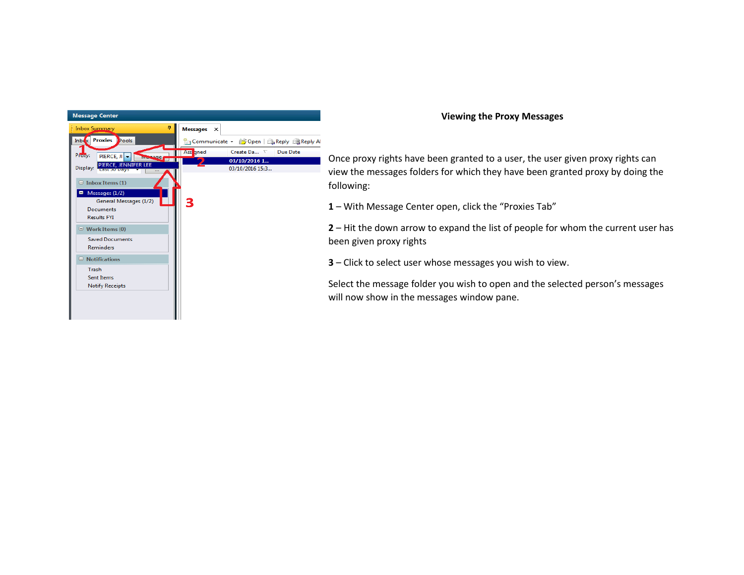## Viewing the Proxy Messages

Once proxy rights have been granted to a user, the user given proxy rights can view the messages folders for which they have been granted proxy by doing the following:

**1** – With Message Center open, click the “Proxies Tab”

**2** – Hit the down arrow to expand the list of people for whom the current user has been given proxy rights

**3** – Click to select user whose messages you wish to view.

Select the message folder you wish to open and the selected person’s messages will now show in the messages window pane.